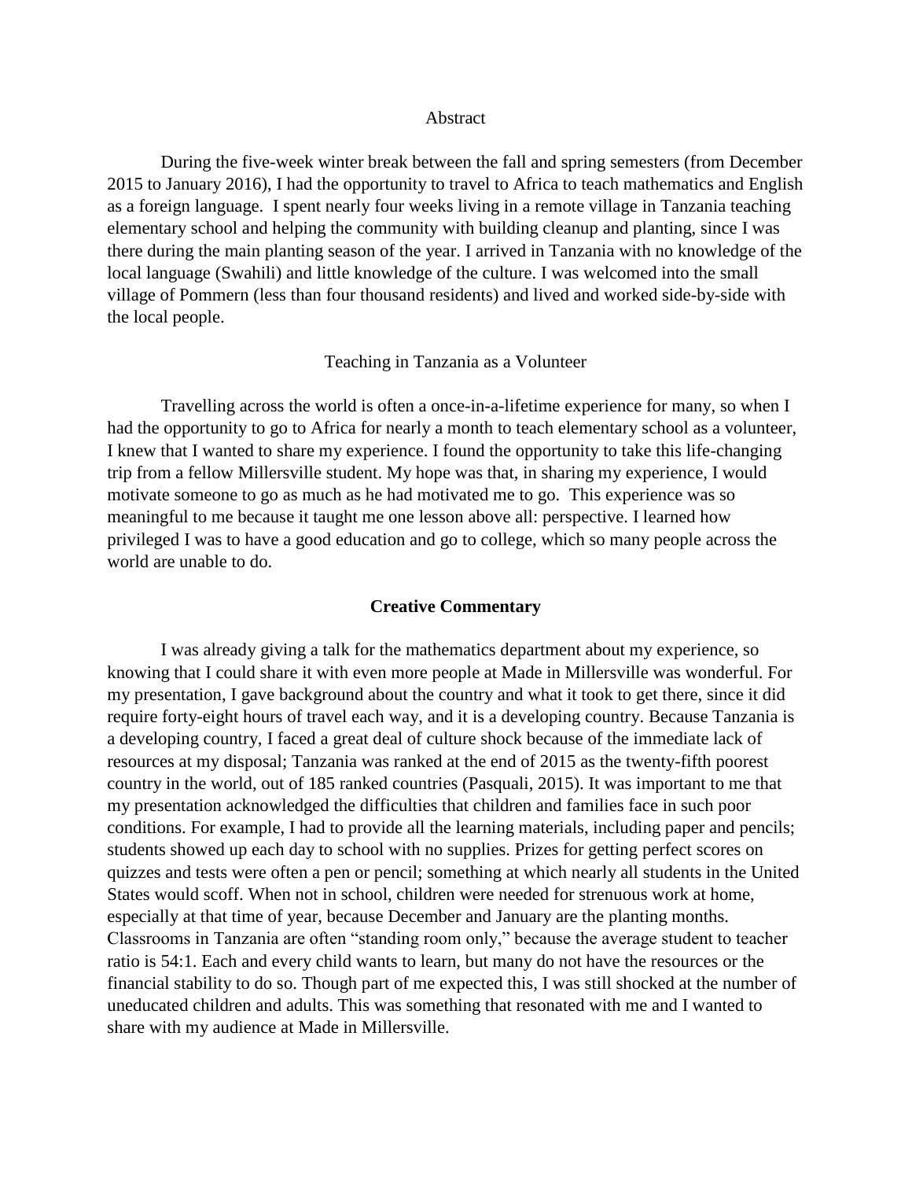## Abstract

During the five-week winter break between the fall and spring semesters (from December 2015 to January 2016), I had the opportunity to travel to Africa to teach mathematics and English as a foreign language. I spent nearly four weeks living in a remote village in Tanzania teaching elementary school and helping the community with building cleanup and planting, since I was there during the main planting season of the year. I arrived in Tanzania with no knowledge of the local language (Swahili) and little knowledge of the culture. I was welcomed into the small village of Pommern (less than four thousand residents) and lived and worked side-by-side with the local people.

## Teaching in Tanzania as a Volunteer

Travelling across the world is often a once-in-a-lifetime experience for many, so when I had the opportunity to go to Africa for nearly a month to teach elementary school as a volunteer, I knew that I wanted to share my experience. I found the opportunity to take this life-changing trip from a fellow Millersville student. My hope was that, in sharing my experience, I would motivate someone to go as much as he had motivated me to go. This experience was so meaningful to me because it taught me one lesson above all: perspective. I learned how privileged I was to have a good education and go to college, which so many people across the world are unable to do.

## **Creative Commentary**

I was already giving a talk for the mathematics department about my experience, so knowing that I could share it with even more people at Made in Millersville was wonderful. For my presentation, I gave background about the country and what it took to get there, since it did require forty-eight hours of travel each way, and it is a developing country. Because Tanzania is a developing country, I faced a great deal of culture shock because of the immediate lack of resources at my disposal; Tanzania was ranked at the end of 2015 as the twenty-fifth poorest country in the world, out of 185 ranked countries (Pasquali, 2015). It was important to me that my presentation acknowledged the difficulties that children and families face in such poor conditions. For example, I had to provide all the learning materials, including paper and pencils; students showed up each day to school with no supplies. Prizes for getting perfect scores on quizzes and tests were often a pen or pencil; something at which nearly all students in the United States would scoff. When not in school, children were needed for strenuous work at home, especially at that time of year, because December and January are the planting months. Classrooms in Tanzania are often "standing room only," because the average student to teacher ratio is 54:1. Each and every child wants to learn, but many do not have the resources or the financial stability to do so. Though part of me expected this, I was still shocked at the number of uneducated children and adults. This was something that resonated with me and I wanted to share with my audience at Made in Millersville.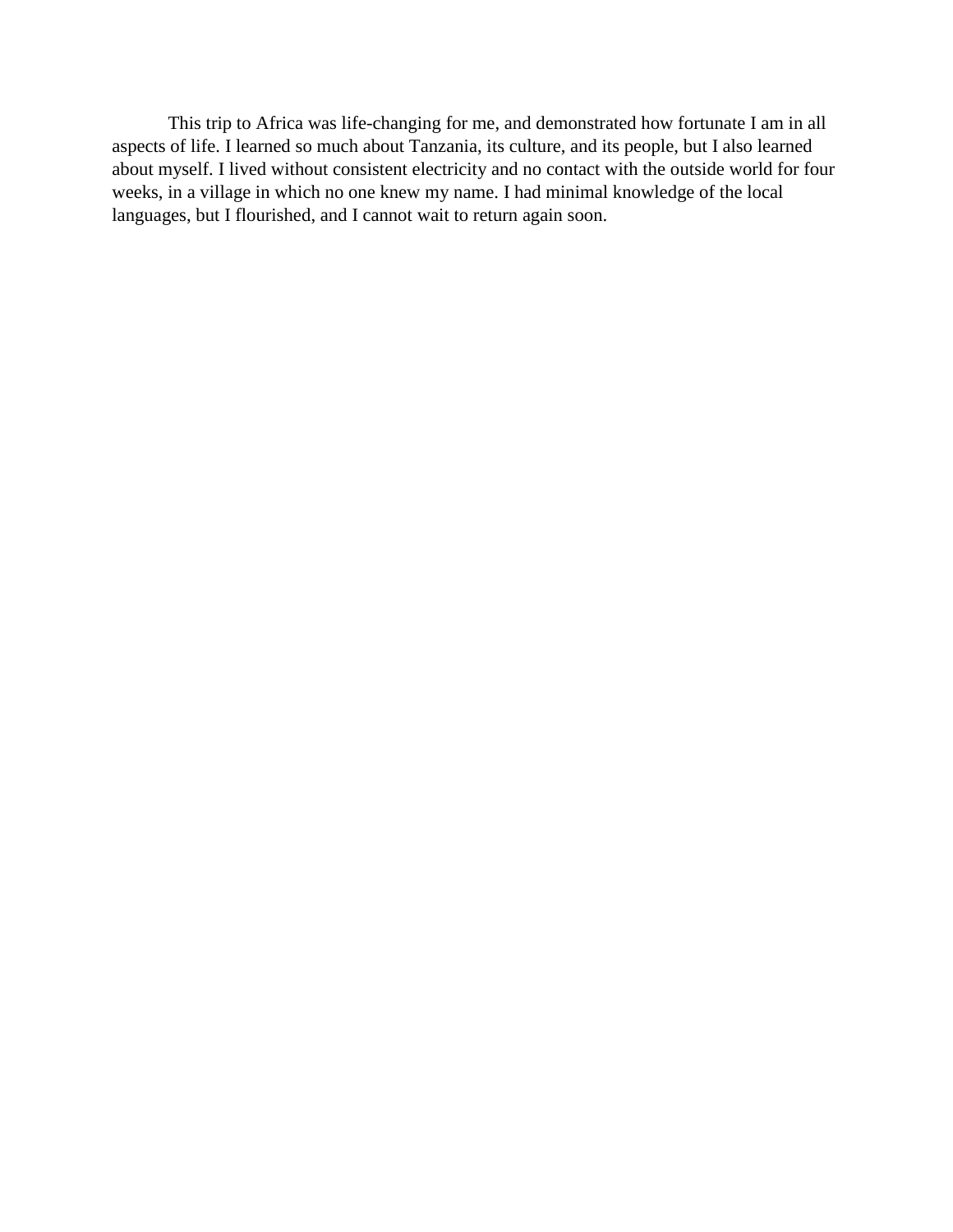This trip to Africa was life-changing for me, and demonstrated how fortunate I am in all aspects of life. I learned so much about Tanzania, its culture, and its people, but I also learned about myself. I lived without consistent electricity and no contact with the outside world for four weeks, in a village in which no one knew my name. I had minimal knowledge of the local languages, but I flourished, and I cannot wait to return again soon.